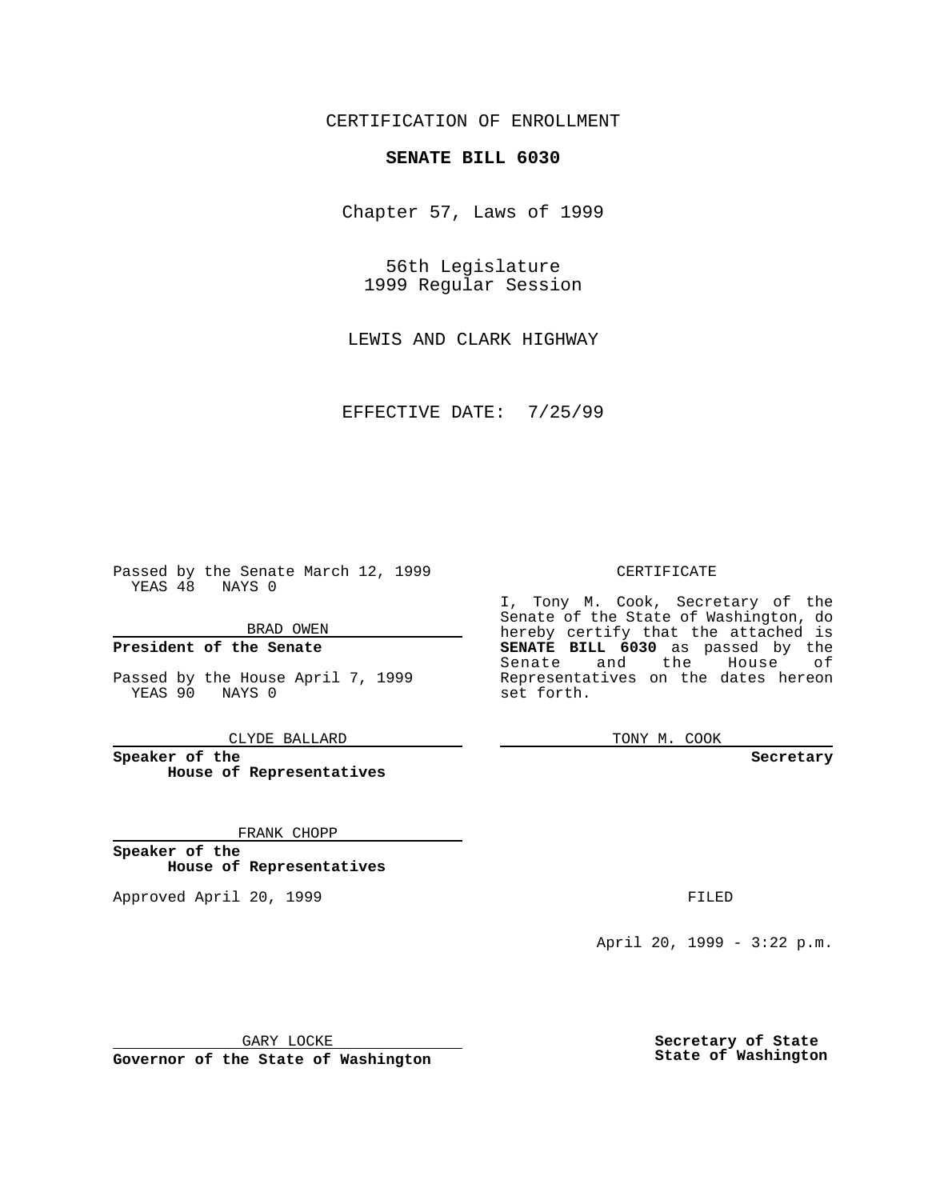CERTIFICATION OF ENROLLMENT

**SENATE BILL 6030**

Chapter 57, Laws of 1999

56th Legislature
1999 Regular Session

LEWIS AND CLARK HIGHWAY

EFFECTIVE DATE: 7/25/99

Passed by the Senate March 12, 1999
YEAS 48 NAYS 0

BRAD OWEN

**President of the Senate**

Passed by the House April 7, 1999
YEAS 90 NAYS 0

CLYDE BALLARD

**Speaker of the House of Representatives**

FRANK CHOPP

**Speaker of the House of Representatives**

Approved April 20, 1999

GARY LOCKE

**Governor of the State of Washington**

CERTIFICATE

I, Tony M. Cook, Secretary of the Senate of the State of Washington, do hereby certify that the attached is **SENATE BILL 6030** as passed by the Senate and the House of Representatives on the dates hereon set forth.

TONY M. COOK

**Secretary**

FILED

April 20, 1999 - 3:22 p.m.

**Secretary of State**
**State of Washington**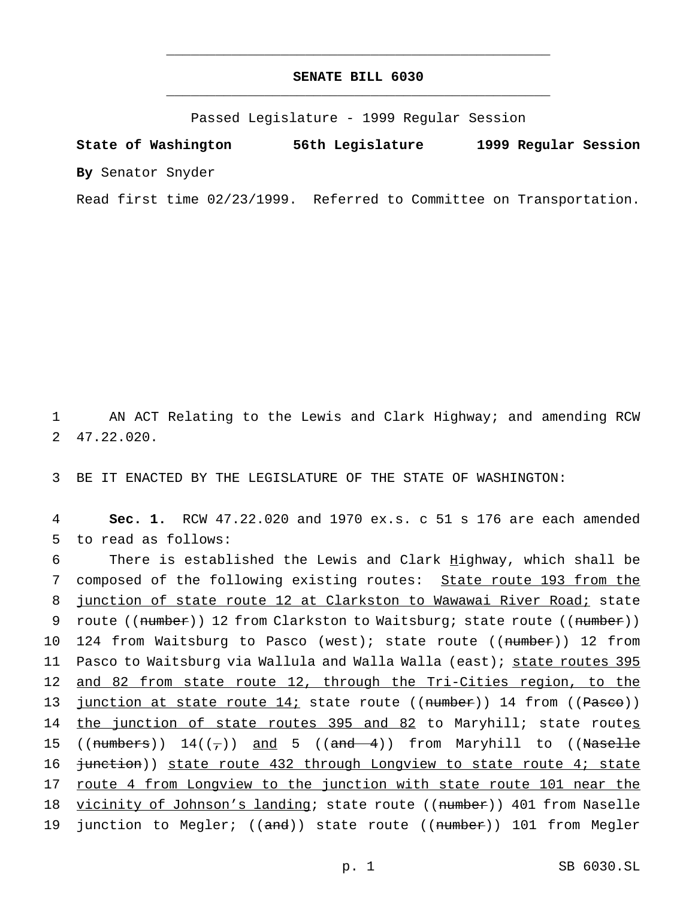**SENATE BILL 6030**

Passed Legislature - 1999 Regular Session

**State of Washington 56th Legislature 1999 Regular Session**

**By** Senator Snyder

Read first time 02/23/1999. Referred to Committee on Transportation.

1 AN ACT Relating to the Lewis and Clark Highway; and amending RCW
2 47.22.020.

3 BE IT ENACTED BY THE LEGISLATURE OF THE STATE OF WASHINGTON:

4 **Sec. 1.** RCW 47.22.020 and 1970 ex.s. c 51 s 176 are each amended
5 to read as follows:

6 There is established the Lewis and Clark Highway, which shall be
7 composed of the following existing routes: State route 193 from the
8 junction of state route 12 at Clarkston to Wawawai River Road; state
9 route ((number)) 12 from Clarkston to Waitsburg; state route ((number))
10 124 from Waitsburg to Pasco (west); state route ((number)) 12 from
11 Pasco to Waitsburg via Wallula and Walla Walla (east); state routes 395
12 and 82 from state route 12, through the Tri-Cities region, to the
13 junction at state route 14; state route ((number)) 14 from ((Pasco))
14 the junction of state routes 395 and 82 to Maryhill; state routes
15 ((numbers)) 14((,)) and 5 ((and 4)) from Maryhill to ((Naselle
16 junction)) state route 432 through Longview to state route 4; state
17 route 4 from Longview to the junction with state route 101 near the
18 vicinity of Johnson's landing; state route ((number)) 401 from Naselle
19 junction to Megler; ((and)) state route ((number)) 101 from Megler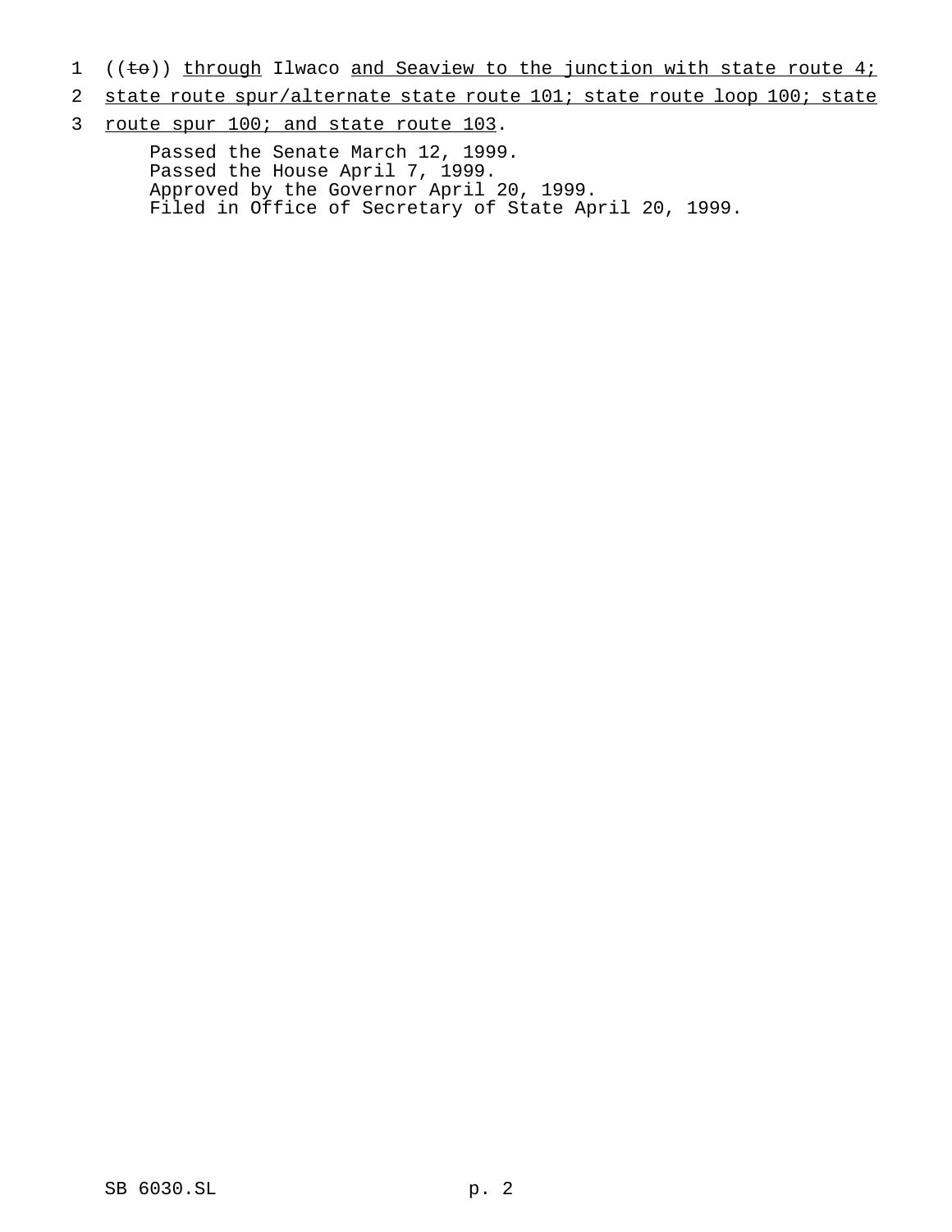1 ((~~to~~)) <u>through</u> Ilwaco <u>and Seaview to the junction with state route 4;</u>
2 <u>state route spur/alternate state route 101; state route loop 100; state</u>
3 <u>route spur 100; and state route 103</u>.

Passed the Senate March 12, 1999.
Passed the House April 7, 1999.
Approved by the Governor April 20, 1999.
Filed in Office of Secretary of State April 20, 1999.